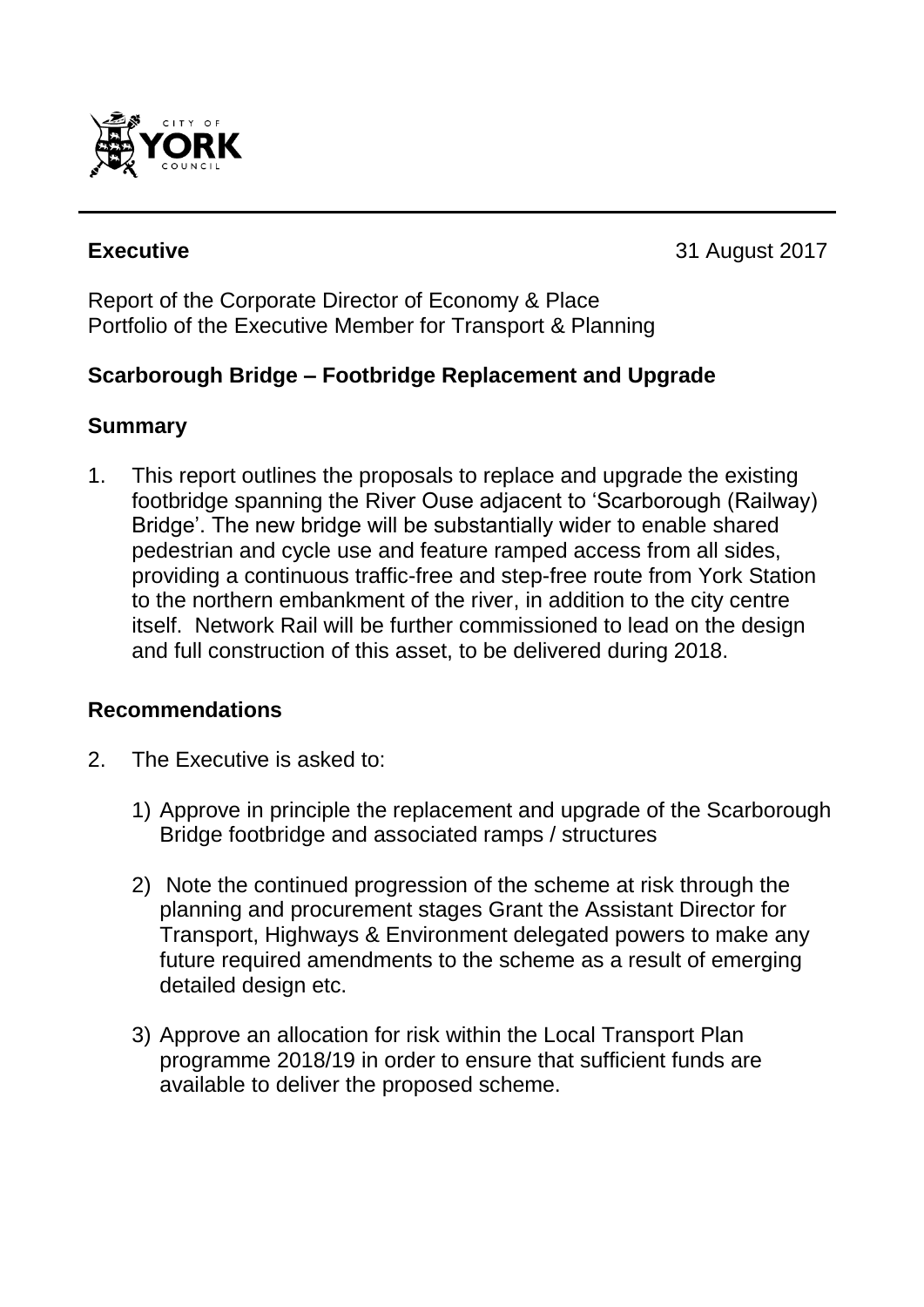**Executive** 31 August 2017

Report of the Corporate Director of Economy & Place
Portfolio of the Executive Member for Transport & Planning

## Scarborough Bridge – Footbridge Replacement and Upgrade

### Summary

1. This report outlines the proposals to replace and upgrade the existing footbridge spanning the River Ouse adjacent to 'Scarborough (Railway) Bridge'. The new bridge will be substantially wider to enable shared pedestrian and cycle use and feature ramped access from all sides, providing a continuous traffic-free and step-free route from York Station to the northern embankment of the river, in addition to the city centre itself. Network Rail will be further commissioned to lead on the design and full construction of this asset, to be delivered during 2018.

### Recommendations

2. The Executive is asked to:

   1) Approve in principle the replacement and upgrade of the Scarborough Bridge footbridge and associated ramps / structures

   2) Note the continued progression of the scheme at risk through the planning and procurement stages Grant the Assistant Director for Transport, Highways & Environment delegated powers to make any future required amendments to the scheme as a result of emerging detailed design etc.

   3) Approve an allocation for risk within the Local Transport Plan programme 2018/19 in order to ensure that sufficient funds are available to deliver the proposed scheme.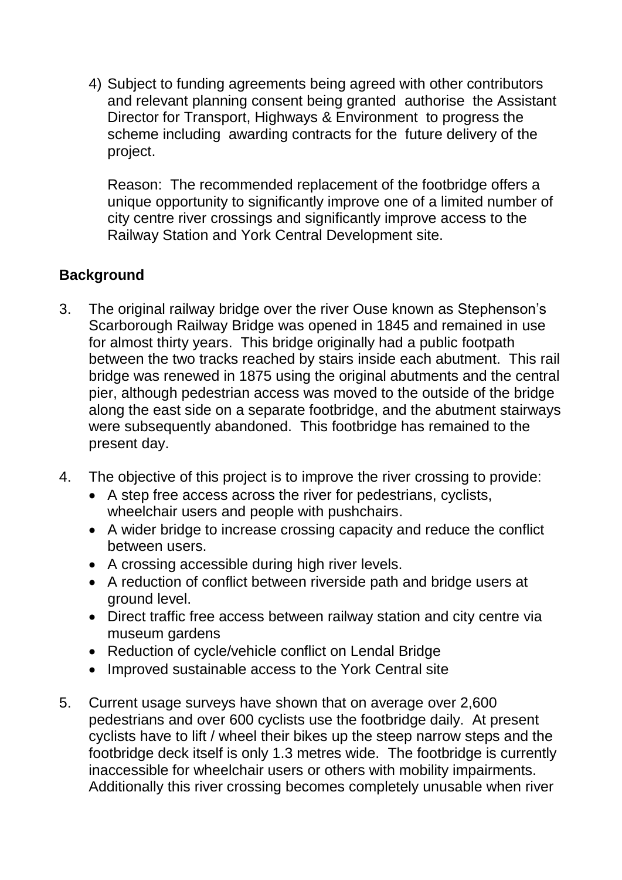4) Subject to funding agreements being agreed with other contributors and relevant planning consent being granted authorise the Assistant Director for Transport, Highways & Environment to progress the scheme including awarding contracts for the future delivery of the project.

   Reason: The recommended replacement of the footbridge offers a unique opportunity to significantly improve one of a limited number of city centre river crossings and significantly improve access to the Railway Station and York Central Development site.

## Background

3. The original railway bridge over the river Ouse known as Stephenson's Scarborough Railway Bridge was opened in 1845 and remained in use for almost thirty years. This bridge originally had a public footpath between the two tracks reached by stairs inside each abutment. This rail bridge was renewed in 1875 using the original abutments and the central pier, although pedestrian access was moved to the outside of the bridge along the east side on a separate footbridge, and the abutment stairways were subsequently abandoned. This footbridge has remained to the present day.

4. The objective of this project is to improve the river crossing to provide:
   - A step free access across the river for pedestrians, cyclists, wheelchair users and people with pushchairs.
   - A wider bridge to increase crossing capacity and reduce the conflict between users.
   - A crossing accessible during high river levels.
   - A reduction of conflict between riverside path and bridge users at ground level.
   - Direct traffic free access between railway station and city centre via museum gardens
   - Reduction of cycle/vehicle conflict on Lendal Bridge
   - Improved sustainable access to the York Central site

5. Current usage surveys have shown that on average over 2,600 pedestrians and over 600 cyclists use the footbridge daily. At present cyclists have to lift / wheel their bikes up the steep narrow steps and the footbridge deck itself is only 1.3 metres wide. The footbridge is currently inaccessible for wheelchair users or others with mobility impairments. Additionally this river crossing becomes completely unusable when river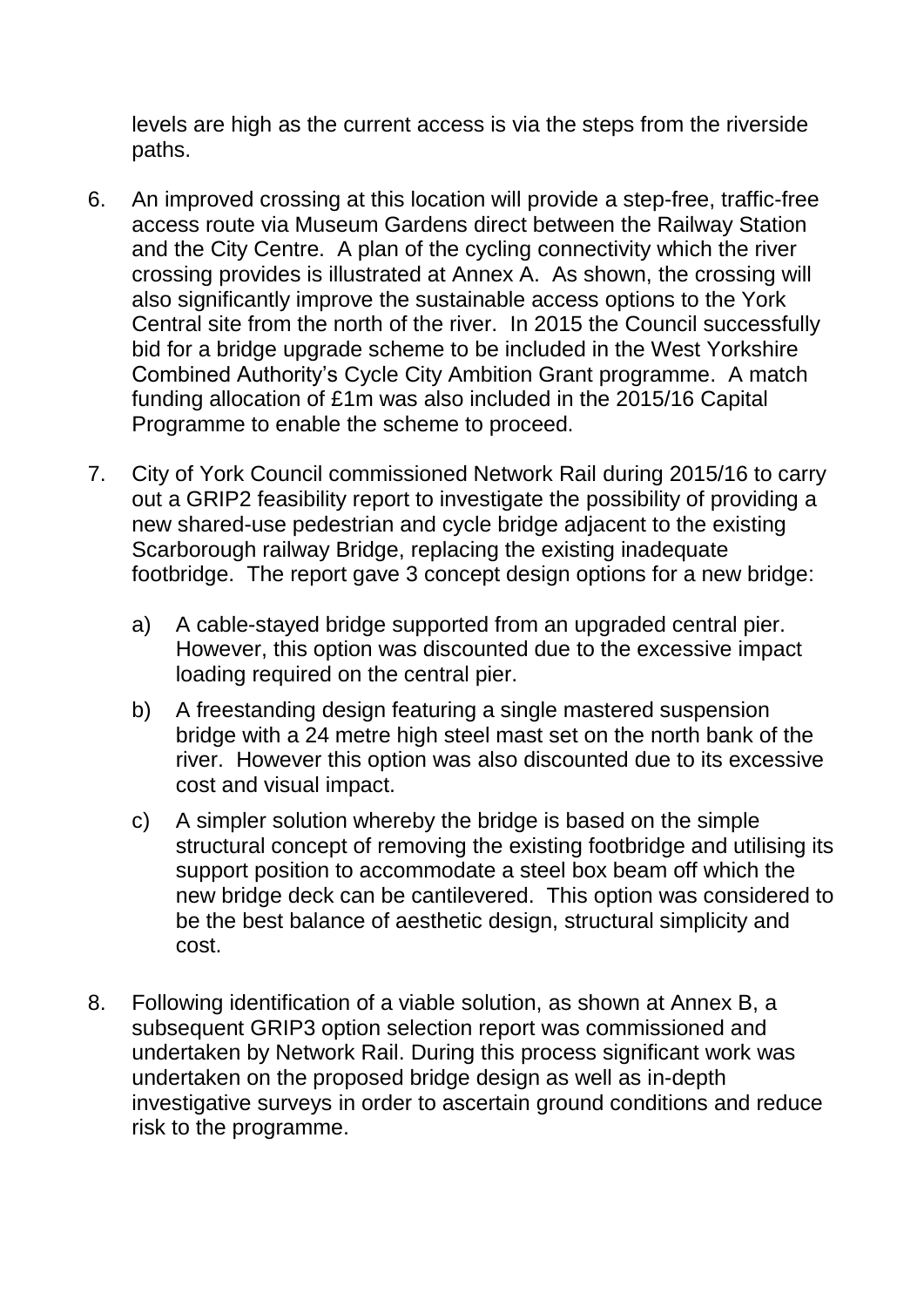levels are high as the current access is via the steps from the riverside paths.

6. An improved crossing at this location will provide a step-free, traffic-free access route via Museum Gardens direct between the Railway Station and the City Centre. A plan of the cycling connectivity which the river crossing provides is illustrated at Annex A. As shown, the crossing will also significantly improve the sustainable access options to the York Central site from the north of the river. In 2015 the Council successfully bid for a bridge upgrade scheme to be included in the West Yorkshire Combined Authority's Cycle City Ambition Grant programme. A match funding allocation of £1m was also included in the 2015/16 Capital Programme to enable the scheme to proceed.

7. City of York Council commissioned Network Rail during 2015/16 to carry out a GRIP2 feasibility report to investigate the possibility of providing a new shared-use pedestrian and cycle bridge adjacent to the existing Scarborough railway Bridge, replacing the existing inadequate footbridge. The report gave 3 concept design options for a new bridge:

    a) A cable-stayed bridge supported from an upgraded central pier. However, this option was discounted due to the excessive impact loading required on the central pier.

    b) A freestanding design featuring a single mastered suspension bridge with a 24 metre high steel mast set on the north bank of the river. However this option was also discounted due to its excessive cost and visual impact.

    c) A simpler solution whereby the bridge is based on the simple structural concept of removing the existing footbridge and utilising its support position to accommodate a steel box beam off which the new bridge deck can be cantilevered. This option was considered to be the best balance of aesthetic design, structural simplicity and cost.

8. Following identification of a viable solution, as shown at Annex B, a subsequent GRIP3 option selection report was commissioned and undertaken by Network Rail. During this process significant work was undertaken on the proposed bridge design as well as in-depth investigative surveys in order to ascertain ground conditions and reduce risk to the programme.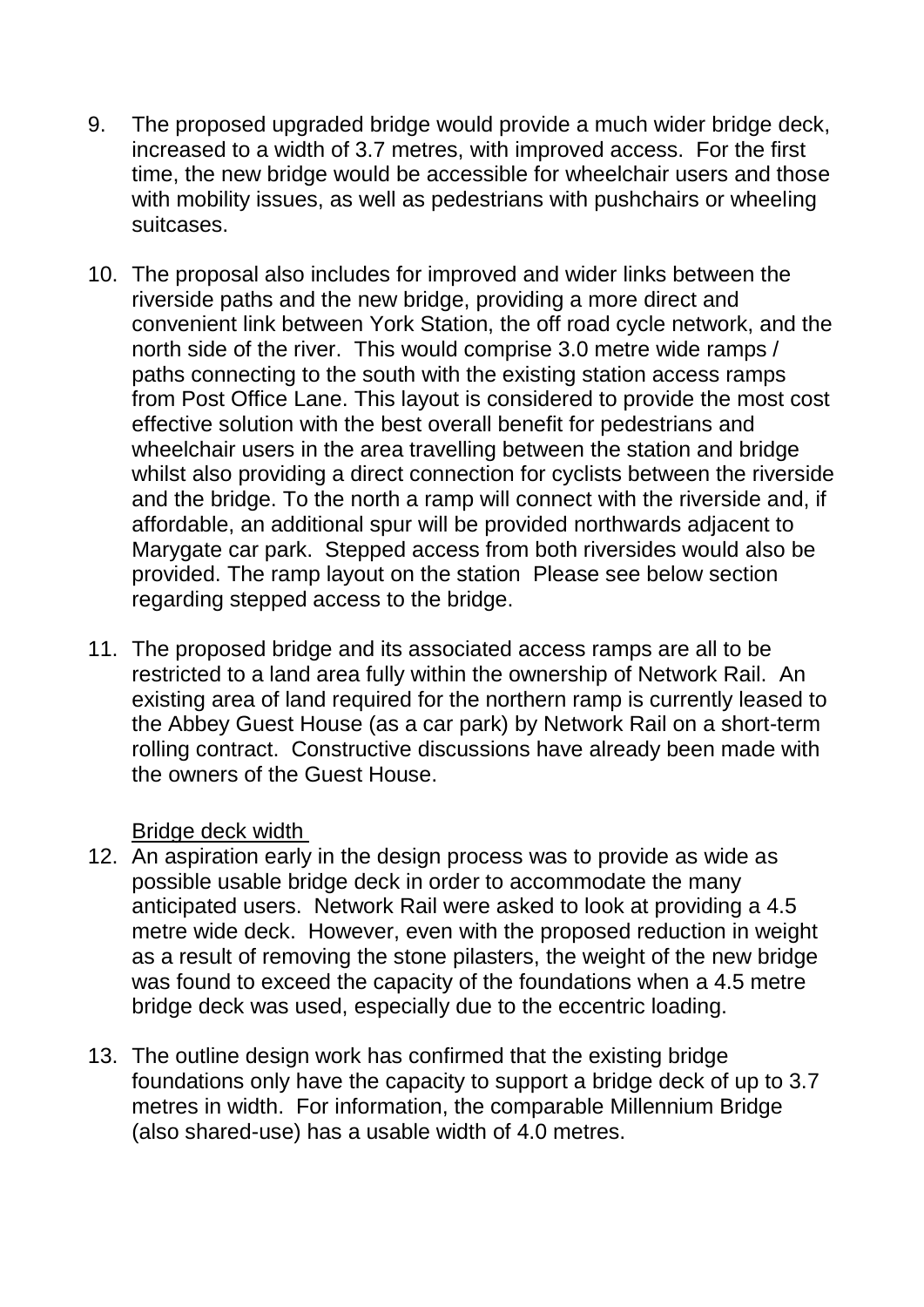9. The proposed upgraded bridge would provide a much wider bridge deck, increased to a width of 3.7 metres, with improved access. For the first time, the new bridge would be accessible for wheelchair users and those with mobility issues, as well as pedestrians with pushchairs or wheeling suitcases.

10. The proposal also includes for improved and wider links between the riverside paths and the new bridge, providing a more direct and convenient link between York Station, the off road cycle network, and the north side of the river. This would comprise 3.0 metre wide ramps / paths connecting to the south with the existing station access ramps from Post Office Lane. This layout is considered to provide the most cost effective solution with the best overall benefit for pedestrians and wheelchair users in the area travelling between the station and bridge whilst also providing a direct connection for cyclists between the riverside and the bridge. To the north a ramp will connect with the riverside and, if affordable, an additional spur will be provided northwards adjacent to Marygate car park. Stepped access from both riversides would also be provided. The ramp layout on the station Please see below section regarding stepped access to the bridge.

11. The proposed bridge and its associated access ramps are all to be restricted to a land area fully within the ownership of Network Rail. An existing area of land required for the northern ramp is currently leased to the Abbey Guest House (as a car park) by Network Rail on a short-term rolling contract. Constructive discussions have already been made with the owners of the Guest House.

<u>Bridge deck width</u>

12. An aspiration early in the design process was to provide as wide as possible usable bridge deck in order to accommodate the many anticipated users. Network Rail were asked to look at providing a 4.5 metre wide deck. However, even with the proposed reduction in weight as a result of removing the stone pilasters, the weight of the new bridge was found to exceed the capacity of the foundations when a 4.5 metre bridge deck was used, especially due to the eccentric loading.

13. The outline design work has confirmed that the existing bridge foundations only have the capacity to support a bridge deck of up to 3.7 metres in width. For information, the comparable Millennium Bridge (also shared-use) has a usable width of 4.0 metres.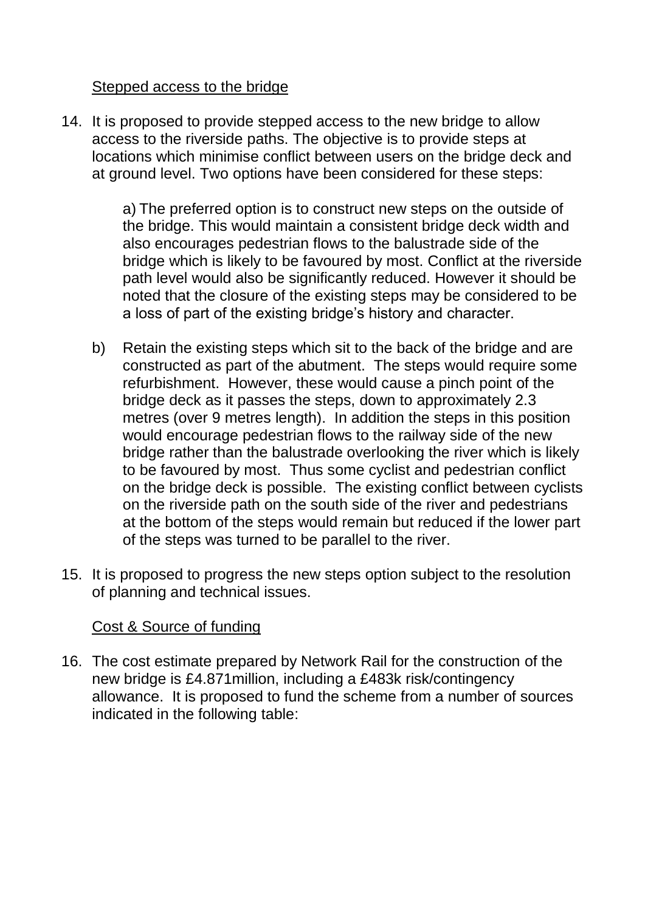Stepped access to the bridge

14. It is proposed to provide stepped access to the new bridge to allow access to the riverside paths. The objective is to provide steps at locations which minimise conflict between users on the bridge deck and at ground level. Two options have been considered for these steps:

    a) The preferred option is to construct new steps on the outside of the bridge. This would maintain a consistent bridge deck width and also encourages pedestrian flows to the balustrade side of the bridge which is likely to be favoured by most. Conflict at the riverside path level would also be significantly reduced. However it should be noted that the closure of the existing steps may be considered to be a loss of part of the existing bridge's history and character.

    b) Retain the existing steps which sit to the back of the bridge and are constructed as part of the abutment. The steps would require some refurbishment. However, these would cause a pinch point of the bridge deck as it passes the steps, down to approximately 2.3 metres (over 9 metres length). In addition the steps in this position would encourage pedestrian flows to the railway side of the new bridge rather than the balustrade overlooking the river which is likely to be favoured by most. Thus some cyclist and pedestrian conflict on the bridge deck is possible. The existing conflict between cyclists on the riverside path on the south side of the river and pedestrians at the bottom of the steps would remain but reduced if the lower part of the steps was turned to be parallel to the river.

15. It is proposed to progress the new steps option subject to the resolution of planning and technical issues.

Cost & Source of funding

16. The cost estimate prepared by Network Rail for the construction of the new bridge is £4.871million, including a £483k risk/contingency allowance. It is proposed to fund the scheme from a number of sources indicated in the following table: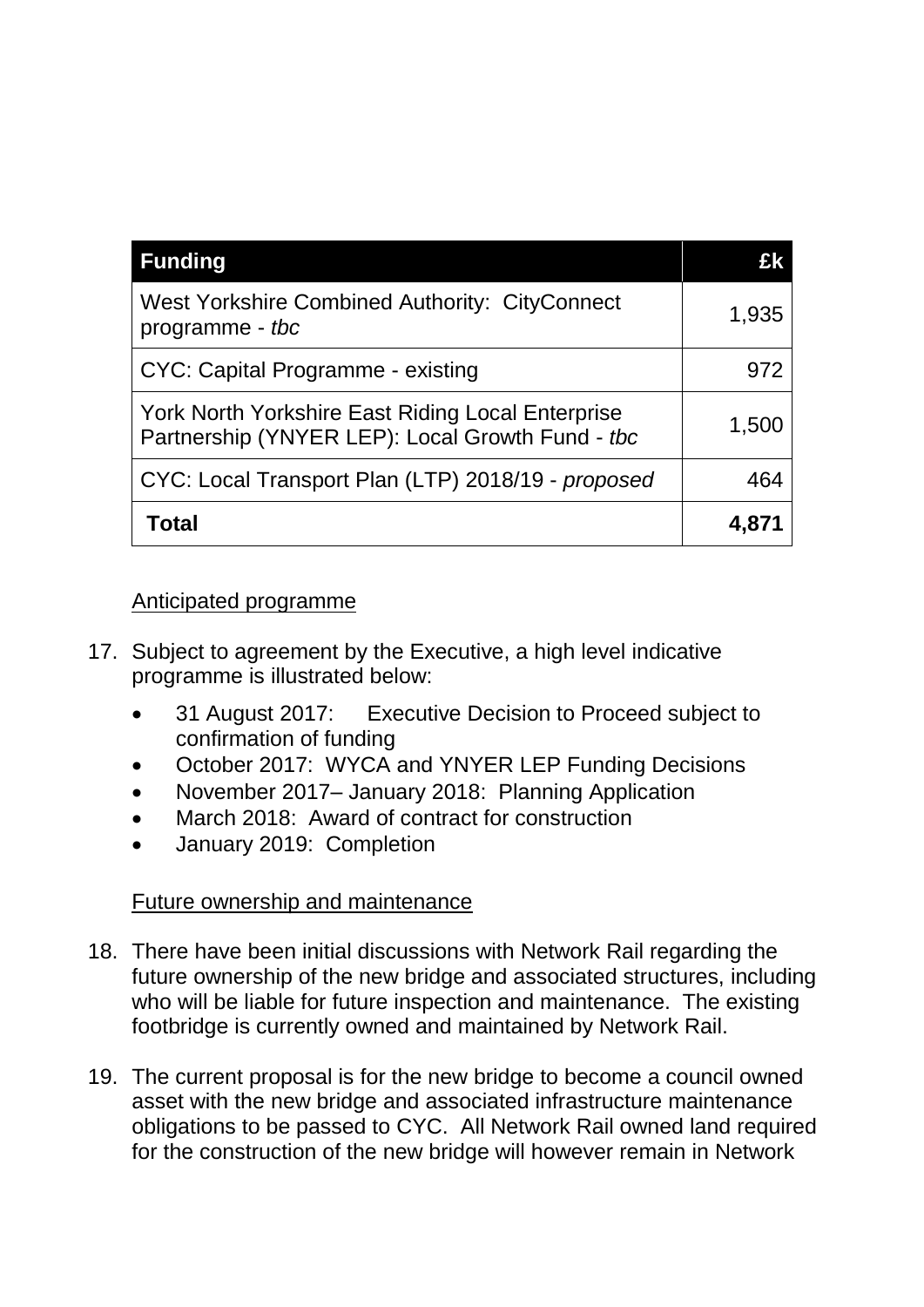| Funding | £k |
| --- | ---: |
| West Yorkshire Combined Authority: CityConnect programme - *tbc* | 1,935 |
| CYC: Capital Programme - existing | 972 |
| York North Yorkshire East Riding Local Enterprise Partnership (YNYER LEP): Local Growth Fund - *tbc* | 1,500 |
| CYC: Local Transport Plan (LTP) 2018/19 - *proposed* | 464 |
| **Total** | **4,871** |

Anticipated programme

17. Subject to agreement by the Executive, a high level indicative programme is illustrated below:
    - 31 August 2017: Executive Decision to Proceed subject to confirmation of funding
    - October 2017: WYCA and YNYER LEP Funding Decisions
    - November 2017– January 2018: Planning Application
    - March 2018: Award of contract for construction
    - January 2019: Completion

Future ownership and maintenance

18. There have been initial discussions with Network Rail regarding the future ownership of the new bridge and associated structures, including who will be liable for future inspection and maintenance. The existing footbridge is currently owned and maintained by Network Rail.

19. The current proposal is for the new bridge to become a council owned asset with the new bridge and associated infrastructure maintenance obligations to be passed to CYC. All Network Rail owned land required for the construction of the new bridge will however remain in Network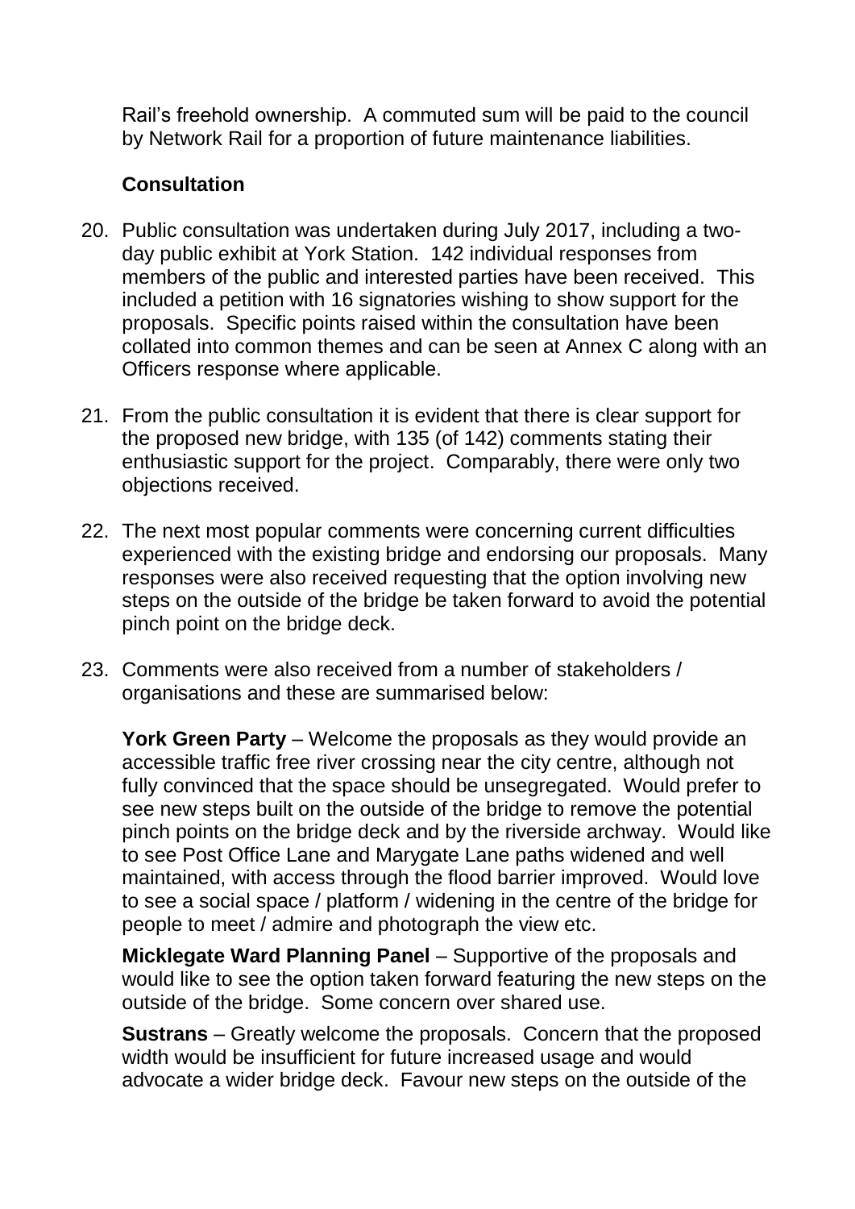Rail's freehold ownership. A commuted sum will be paid to the council by Network Rail for a proportion of future maintenance liabilities.

**Consultation**

20. Public consultation was undertaken during July 2017, including a two-day public exhibit at York Station. 142 individual responses from members of the public and interested parties have been received. This included a petition with 16 signatories wishing to show support for the proposals. Specific points raised within the consultation have been collated into common themes and can be seen at Annex C along with an Officers response where applicable.

21. From the public consultation it is evident that there is clear support for the proposed new bridge, with 135 (of 142) comments stating their enthusiastic support for the project. Comparably, there were only two objections received.

22. The next most popular comments were concerning current difficulties experienced with the existing bridge and endorsing our proposals. Many responses were also received requesting that the option involving new steps on the outside of the bridge be taken forward to avoid the potential pinch point on the bridge deck.

23. Comments were also received from a number of stakeholders / organisations and these are summarised below:

    **York Green Party** – Welcome the proposals as they would provide an accessible traffic free river crossing near the city centre, although not fully convinced that the space should be unsegregated. Would prefer to see new steps built on the outside of the bridge to remove the potential pinch points on the bridge deck and by the riverside archway. Would like to see Post Office Lane and Marygate Lane paths widened and well maintained, with access through the flood barrier improved. Would love to see a social space / platform / widening in the centre of the bridge for people to meet / admire and photograph the view etc.

    **Micklegate Ward Planning Panel** – Supportive of the proposals and would like to see the option taken forward featuring the new steps on the outside of the bridge. Some concern over shared use.

    **Sustrans** – Greatly welcome the proposals. Concern that the proposed width would be insufficient for future increased usage and would advocate a wider bridge deck. Favour new steps on the outside of the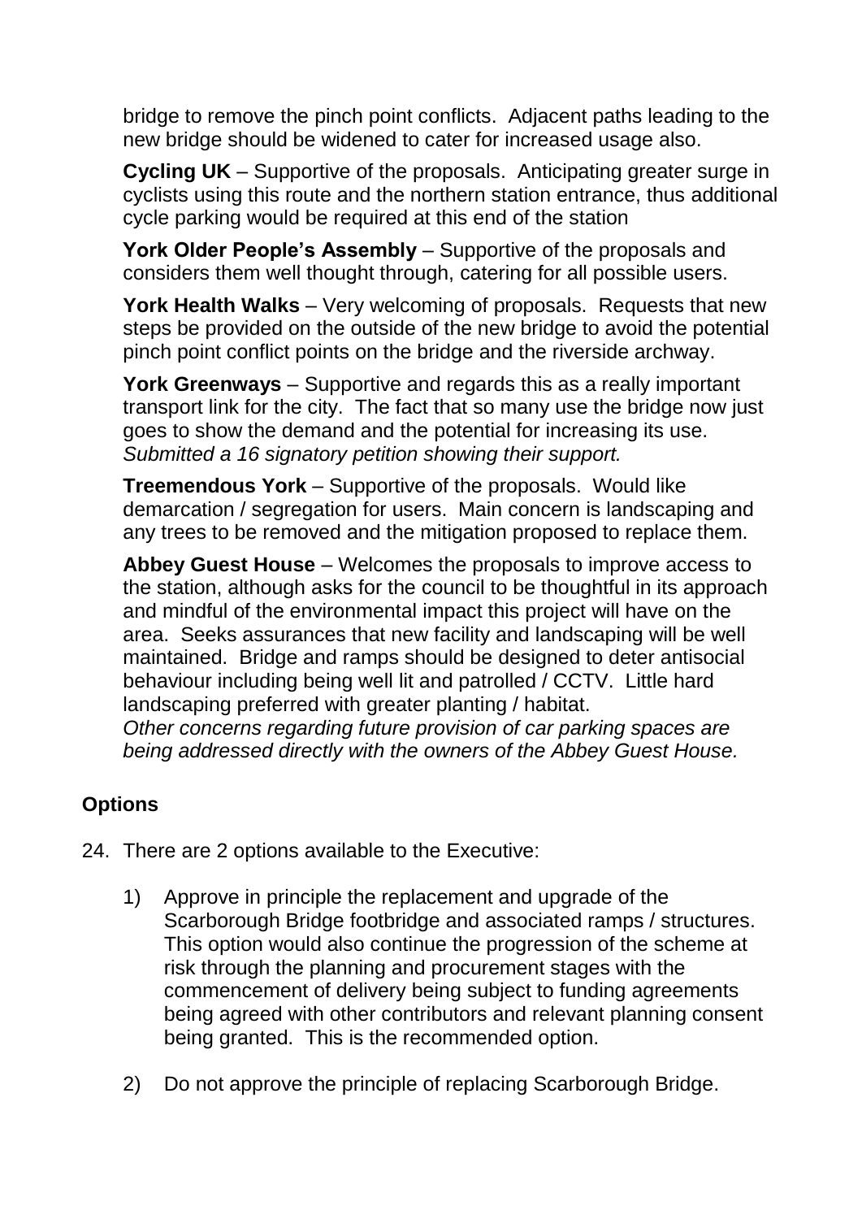bridge to remove the pinch point conflicts. Adjacent paths leading to the new bridge should be widened to cater for increased usage also.

**Cycling UK** – Supportive of the proposals. Anticipating greater surge in cyclists using this route and the northern station entrance, thus additional cycle parking would be required at this end of the station

**York Older People's Assembly** – Supportive of the proposals and considers them well thought through, catering for all possible users.

**York Health Walks** – Very welcoming of proposals. Requests that new steps be provided on the outside of the new bridge to avoid the potential pinch point conflict points on the bridge and the riverside archway.

**York Greenways** – Supportive and regards this as a really important transport link for the city. The fact that so many use the bridge now just goes to show the demand and the potential for increasing its use. *Submitted a 16 signatory petition showing their support.*

**Treemendous York** – Supportive of the proposals. Would like demarcation / segregation for users. Main concern is landscaping and any trees to be removed and the mitigation proposed to replace them.

**Abbey Guest House** – Welcomes the proposals to improve access to the station, although asks for the council to be thoughtful in its approach and mindful of the environmental impact this project will have on the area. Seeks assurances that new facility and landscaping will be well maintained. Bridge and ramps should be designed to deter antisocial behaviour including being well lit and patrolled / CCTV. Little hard landscaping preferred with greater planting / habitat.
*Other concerns regarding future provision of car parking spaces are being addressed directly with the owners of the Abbey Guest House.*

## Options

24. There are 2 options available to the Executive:

    1) Approve in principle the replacement and upgrade of the Scarborough Bridge footbridge and associated ramps / structures. This option would also continue the progression of the scheme at risk through the planning and procurement stages with the commencement of delivery being subject to funding agreements being agreed with other contributors and relevant planning consent being granted. This is the recommended option.

    2) Do not approve the principle of replacing Scarborough Bridge.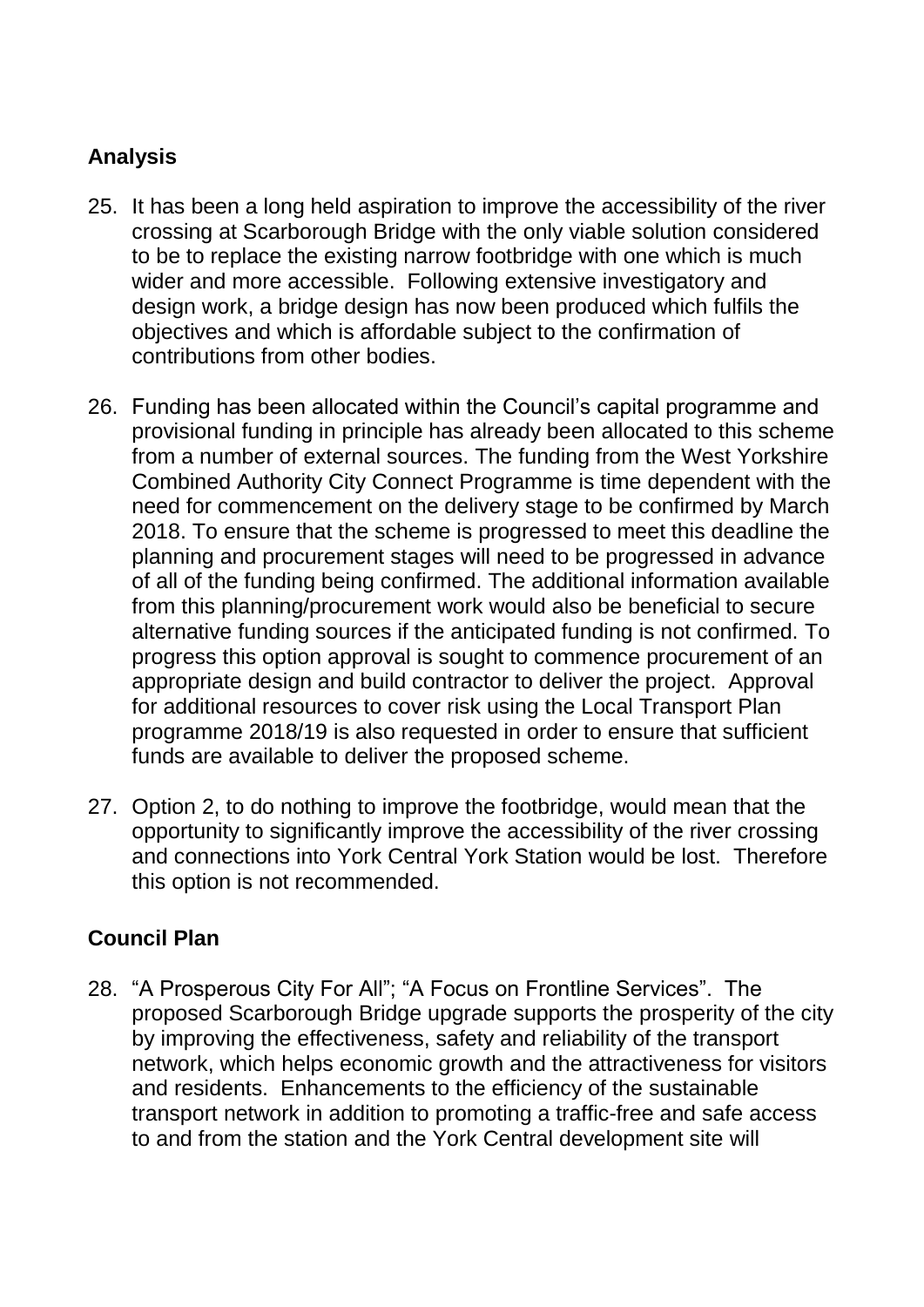## Analysis

25. It has been a long held aspiration to improve the accessibility of the river crossing at Scarborough Bridge with the only viable solution considered to be to replace the existing narrow footbridge with one which is much wider and more accessible. Following extensive investigatory and design work, a bridge design has now been produced which fulfils the objectives and which is affordable subject to the confirmation of contributions from other bodies.

26. Funding has been allocated within the Council's capital programme and provisional funding in principle has already been allocated to this scheme from a number of external sources. The funding from the West Yorkshire Combined Authority City Connect Programme is time dependent with the need for commencement on the delivery stage to be confirmed by March 2018. To ensure that the scheme is progressed to meet this deadline the planning and procurement stages will need to be progressed in advance of all of the funding being confirmed. The additional information available from this planning/procurement work would also be beneficial to secure alternative funding sources if the anticipated funding is not confirmed. To progress this option approval is sought to commence procurement of an appropriate design and build contractor to deliver the project. Approval for additional resources to cover risk using the Local Transport Plan programme 2018/19 is also requested in order to ensure that sufficient funds are available to deliver the proposed scheme.

27. Option 2, to do nothing to improve the footbridge, would mean that the opportunity to significantly improve the accessibility of the river crossing and connections into York Central York Station would be lost. Therefore this option is not recommended.

## Council Plan

28. "A Prosperous City For All"; "A Focus on Frontline Services". The proposed Scarborough Bridge upgrade supports the prosperity of the city by improving the effectiveness, safety and reliability of the transport network, which helps economic growth and the attractiveness for visitors and residents. Enhancements to the efficiency of the sustainable transport network in addition to promoting a traffic-free and safe access to and from the station and the York Central development site will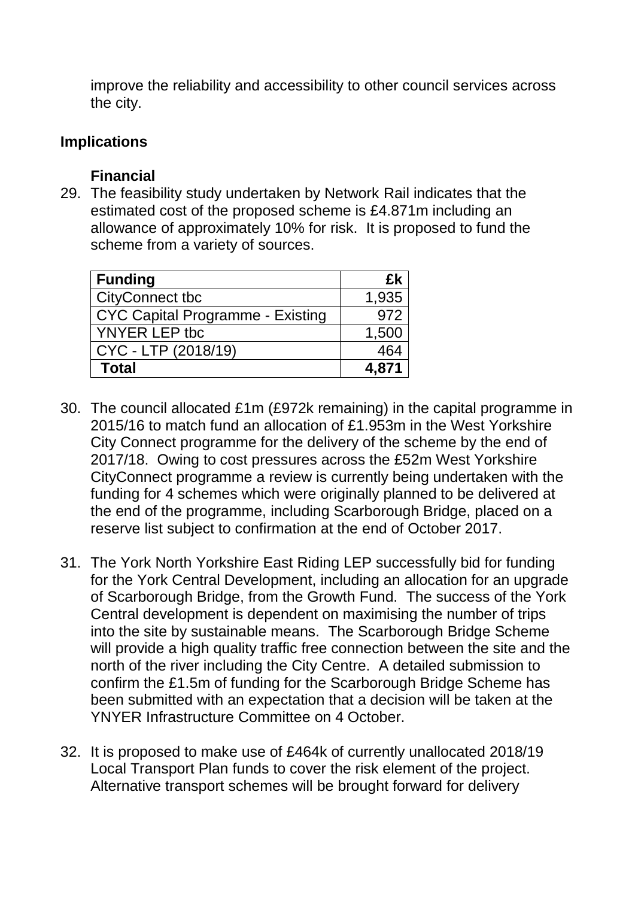improve the reliability and accessibility to other council services across the city.

## Implications

### Financial

29. The feasibility study undertaken by Network Rail indicates that the estimated cost of the proposed scheme is £4.871m including an allowance of approximately 10% for risk. It is proposed to fund the scheme from a variety of sources.

| Funding | £k |
|---|---:|
| CityConnect tbc | 1,935 |
| CYC Capital Programme - Existing | 972 |
| YNYER LEP tbc | 1,500 |
| CYC - LTP (2018/19) | 464 |
| **Total** | **4,871** |

30. The council allocated £1m (£972k remaining) in the capital programme in 2015/16 to match fund an allocation of £1.953m in the West Yorkshire City Connect programme for the delivery of the scheme by the end of 2017/18. Owing to cost pressures across the £52m West Yorkshire CityConnect programme a review is currently being undertaken with the funding for 4 schemes which were originally planned to be delivered at the end of the programme, including Scarborough Bridge, placed on a reserve list subject to confirmation at the end of October 2017.

31. The York North Yorkshire East Riding LEP successfully bid for funding for the York Central Development, including an allocation for an upgrade of Scarborough Bridge, from the Growth Fund. The success of the York Central development is dependent on maximising the number of trips into the site by sustainable means. The Scarborough Bridge Scheme will provide a high quality traffic free connection between the site and the north of the river including the City Centre. A detailed submission to confirm the £1.5m of funding for the Scarborough Bridge Scheme has been submitted with an expectation that a decision will be taken at the YNYER Infrastructure Committee on 4 October.

32. It is proposed to make use of £464k of currently unallocated 2018/19 Local Transport Plan funds to cover the risk element of the project. Alternative transport schemes will be brought forward for delivery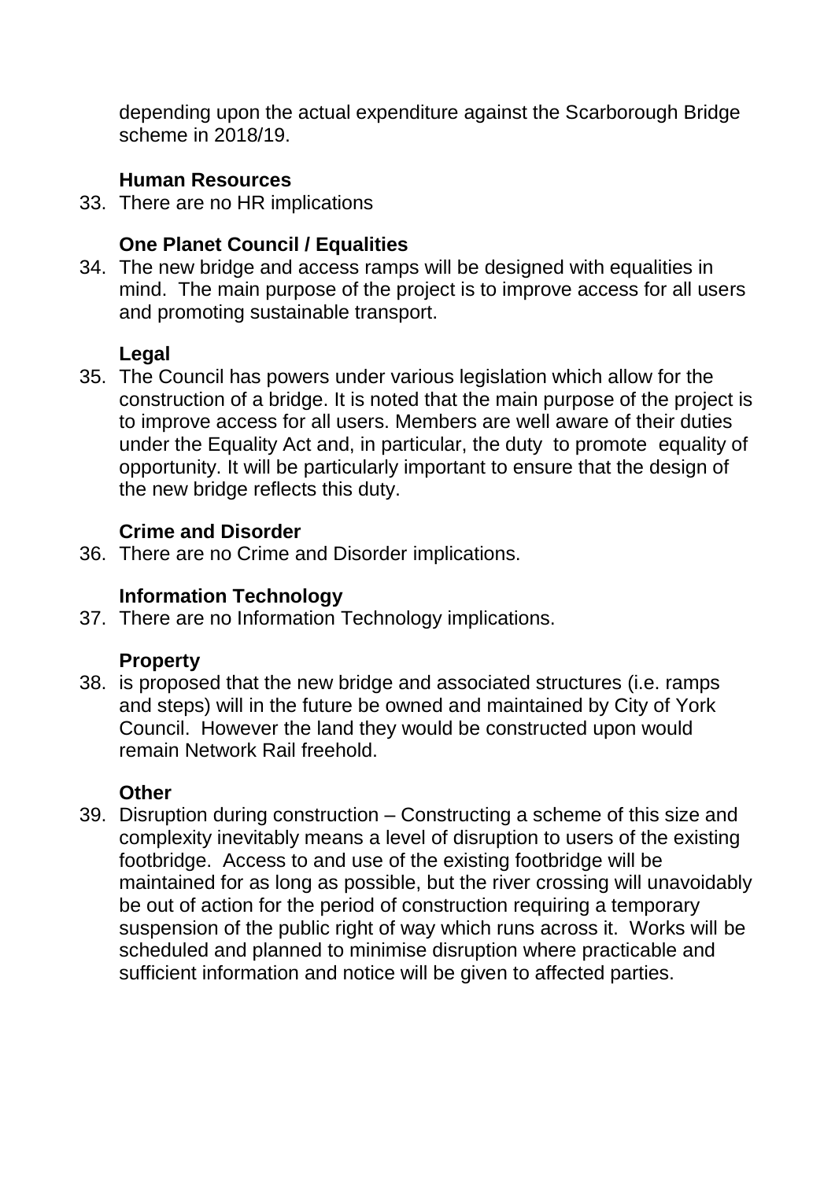depending upon the actual expenditure against the Scarborough Bridge scheme in 2018/19.

**Human Resources**

33. There are no HR implications

**One Planet Council / Equalities**

34. The new bridge and access ramps will be designed with equalities in mind. The main purpose of the project is to improve access for all users and promoting sustainable transport.

**Legal**

35. The Council has powers under various legislation which allow for the construction of a bridge. It is noted that the main purpose of the project is to improve access for all users. Members are well aware of their duties under the Equality Act and, in particular, the duty to promote equality of opportunity. It will be particularly important to ensure that the design of the new bridge reflects this duty.

**Crime and Disorder**

36. There are no Crime and Disorder implications.

**Information Technology**

37. There are no Information Technology implications.

**Property**

38. is proposed that the new bridge and associated structures (i.e. ramps and steps) will in the future be owned and maintained by City of York Council. However the land they would be constructed upon would remain Network Rail freehold.

**Other**

39. Disruption during construction – Constructing a scheme of this size and complexity inevitably means a level of disruption to users of the existing footbridge. Access to and use of the existing footbridge will be maintained for as long as possible, but the river crossing will unavoidably be out of action for the period of construction requiring a temporary suspension of the public right of way which runs across it. Works will be scheduled and planned to minimise disruption where practicable and sufficient information and notice will be given to affected parties.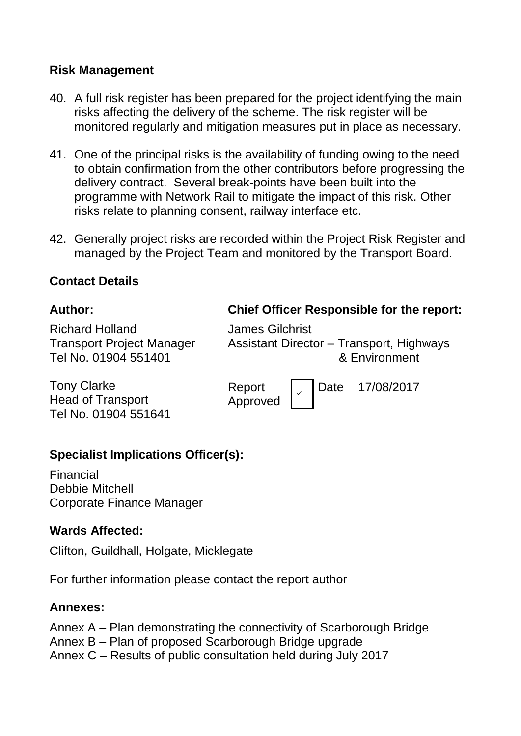**Risk Management**

40. A full risk register has been prepared for the project identifying the main risks affecting the delivery of the scheme. The risk register will be monitored regularly and mitigation measures put in place as necessary.

41. One of the principal risks is the availability of funding owing to the need to obtain confirmation from the other contributors before progressing the delivery contract. Several break-points have been built into the programme with Network Rail to mitigate the impact of this risk. Other risks relate to planning consent, railway interface etc.

42. Generally project risks are recorded within the Project Risk Register and managed by the Project Team and monitored by the Transport Board.

**Contact Details**

| **Author:** | **Chief Officer Responsible for the report:** |
|---|---|
| Richard Holland<br>Transport Project Manager<br>Tel No. 01904 551401 | James Gilchrist<br>Assistant Director – Transport, Highways & Environment |
| Tony Clarke<br>Head of Transport<br>Tel No. 01904 551641 | Report Approved ✓ Date 17/08/2017 |

**Specialist Implications Officer(s):**

Financial
Debbie Mitchell
Corporate Finance Manager

**Wards Affected:**

Clifton, Guildhall, Holgate, Micklegate

For further information please contact the report author

**Annexes:**

Annex A – Plan demonstrating the connectivity of Scarborough Bridge
Annex B – Plan of proposed Scarborough Bridge upgrade
Annex C – Results of public consultation held during July 2017